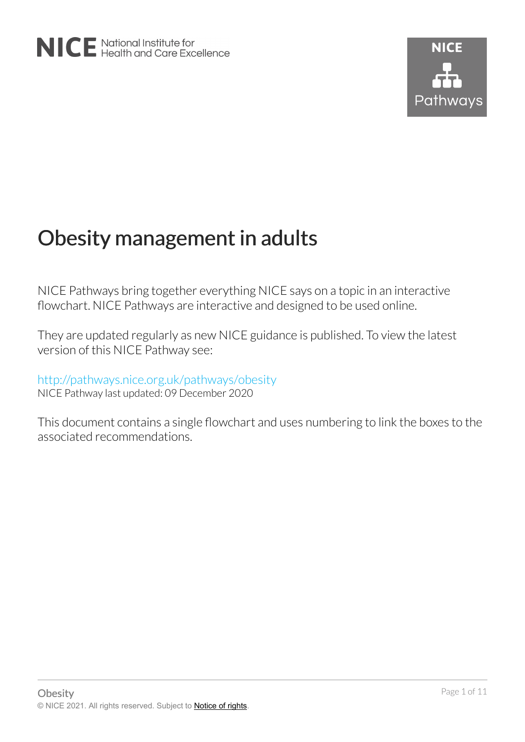NICE National Institute for Health and Care Excellence

NICE Pathways

# Obesity management in adults

NICE Pathways bring together everything NICE says on a topic in an interactive flowchart. NICE Pathways are interactive and designed to be used online.

They are updated regularly as new NICE guidance is published. To view the latest version of this NICE Pathway see:

http://pathways.nice.org.uk/pathways/obesity
NICE Pathway last updated: 09 December 2020

This document contains a single flowchart and uses numbering to link the boxes to the associated recommendations.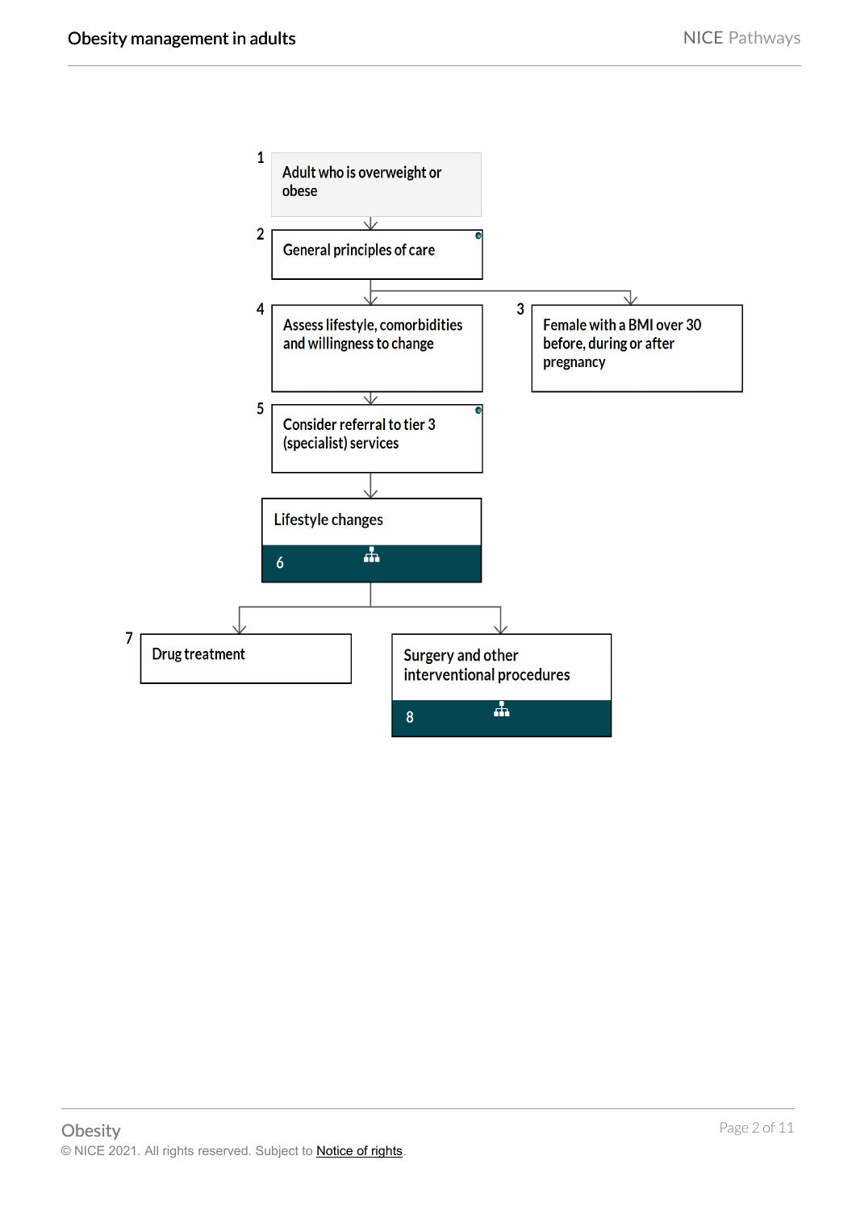1. Adult who is overweight or obese
2. General principles of care
3. Female with a BMI over 30 before, during or after pregnancy
4. Assess lifestyle, comorbidities and willingness to change
5. Consider referral to tier 3 (specialist) services
6. Lifestyle changes
7. Drug treatment
8. Surgery and other interventional procedures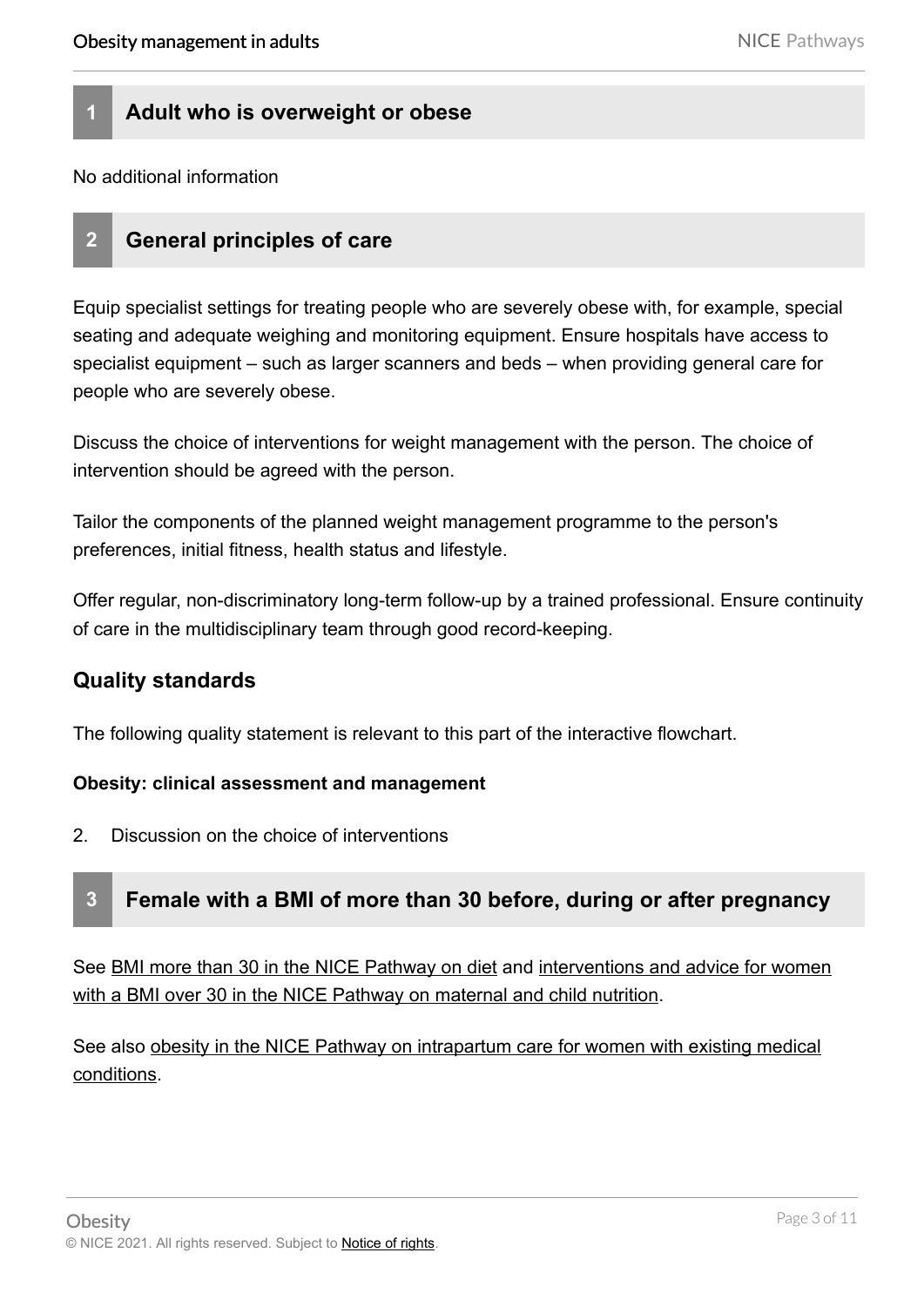## 1 Adult who is overweight or obese

No additional information

## 2 General principles of care

Equip specialist settings for treating people who are severely obese with, for example, special seating and adequate weighing and monitoring equipment. Ensure hospitals have access to specialist equipment – such as larger scanners and beds – when providing general care for people who are severely obese.

Discuss the choice of interventions for weight management with the person. The choice of intervention should be agreed with the person.

Tailor the components of the planned weight management programme to the person's preferences, initial fitness, health status and lifestyle.

Offer regular, non-discriminatory long-term follow-up by a trained professional. Ensure continuity of care in the multidisciplinary team through good record-keeping.

### Quality standards

The following quality statement is relevant to this part of the interactive flowchart.

**Obesity: clinical assessment and management**

2. Discussion on the choice of interventions

## 3 Female with a BMI of more than 30 before, during or after pregnancy

See BMI more than 30 in the NICE Pathway on diet and interventions and advice for women with a BMI over 30 in the NICE Pathway on maternal and child nutrition.

See also obesity in the NICE Pathway on intrapartum care for women with existing medical conditions.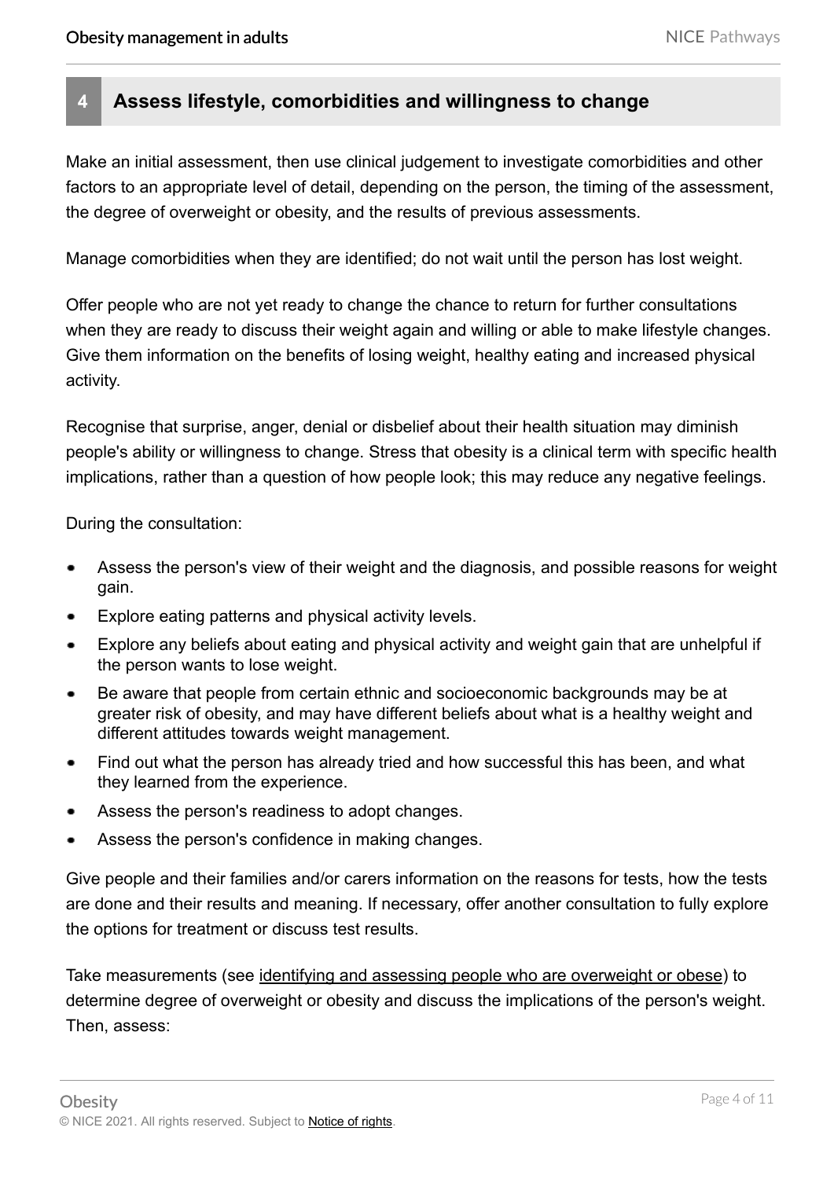## 4 Assess lifestyle, comorbidities and willingness to change

Make an initial assessment, then use clinical judgement to investigate comorbidities and other factors to an appropriate level of detail, depending on the person, the timing of the assessment, the degree of overweight or obesity, and the results of previous assessments.

Manage comorbidities when they are identified; do not wait until the person has lost weight.

Offer people who are not yet ready to change the chance to return for further consultations when they are ready to discuss their weight again and willing or able to make lifestyle changes. Give them information on the benefits of losing weight, healthy eating and increased physical activity.

Recognise that surprise, anger, denial or disbelief about their health situation may diminish people's ability or willingness to change. Stress that obesity is a clinical term with specific health implications, rather than a question of how people look; this may reduce any negative feelings.

During the consultation:

- Assess the person's view of their weight and the diagnosis, and possible reasons for weight gain.
- Explore eating patterns and physical activity levels.
- Explore any beliefs about eating and physical activity and weight gain that are unhelpful if the person wants to lose weight.
- Be aware that people from certain ethnic and socioeconomic backgrounds may be at greater risk of obesity, and may have different beliefs about what is a healthy weight and different attitudes towards weight management.
- Find out what the person has already tried and how successful this has been, and what they learned from the experience.
- Assess the person's readiness to adopt changes.
- Assess the person's confidence in making changes.

Give people and their families and/or carers information on the reasons for tests, how the tests are done and their results and meaning. If necessary, offer another consultation to fully explore the options for treatment or discuss test results.

Take measurements (see identifying and assessing people who are overweight or obese) to determine degree of overweight or obesity and discuss the implications of the person's weight. Then, assess: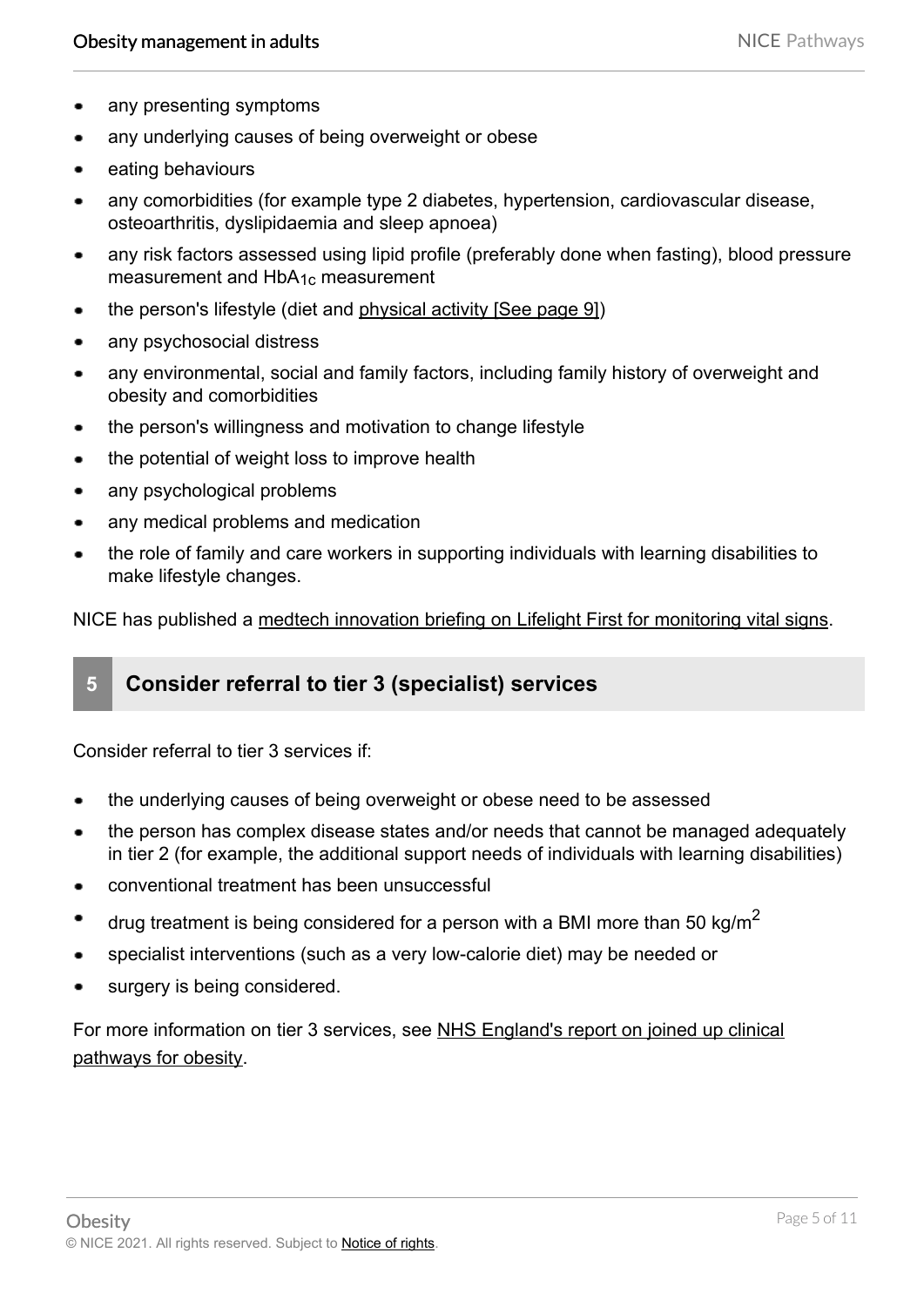- any presenting symptoms
- any underlying causes of being overweight or obese
- eating behaviours
- any comorbidities (for example type 2 diabetes, hypertension, cardiovascular disease, osteoarthritis, dyslipidaemia and sleep apnoea)
- any risk factors assessed using lipid profile (preferably done when fasting), blood pressure measurement and $HbA_{1c}$ measurement
- the person's lifestyle (diet and physical activity [See page 9])
- any psychosocial distress
- any environmental, social and family factors, including family history of overweight and obesity and comorbidities
- the person's willingness and motivation to change lifestyle
- the potential of weight loss to improve health
- any psychological problems
- any medical problems and medication
- the role of family and care workers in supporting individuals with learning disabilities to make lifestyle changes.

NICE has published a medtech innovation briefing on Lifelight First for monitoring vital signs.

## 5 Consider referral to tier 3 (specialist) services

Consider referral to tier 3 services if:

- the underlying causes of being overweight or obese need to be assessed
- the person has complex disease states and/or needs that cannot be managed adequately in tier 2 (for example, the additional support needs of individuals with learning disabilities)
- conventional treatment has been unsuccessful
- drug treatment is being considered for a person with a BMI more than 50 $kg/m^2$
- specialist interventions (such as a very low-calorie diet) may be needed or
- surgery is being considered.

For more information on tier 3 services, see NHS England's report on joined up clinical pathways for obesity.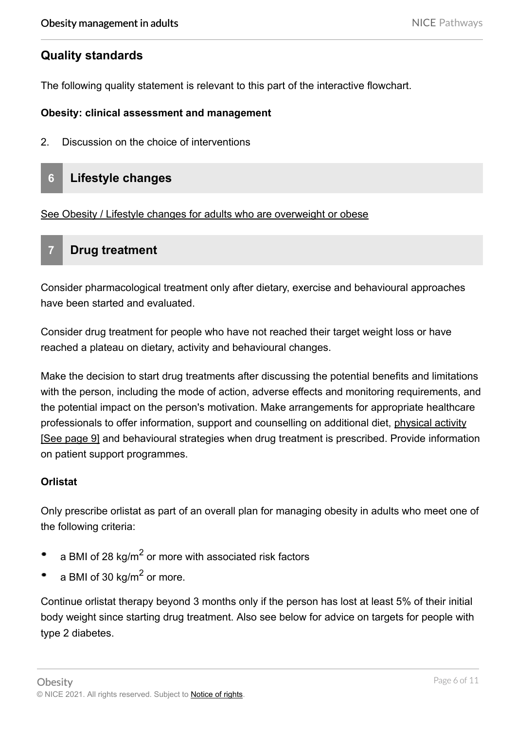## Quality standards

The following quality statement is relevant to this part of the interactive flowchart.

**Obesity: clinical assessment and management**

2. Discussion on the choice of interventions

## 6 Lifestyle changes

See Obesity / Lifestyle changes for adults who are overweight or obese

## 7 Drug treatment

Consider pharmacological treatment only after dietary, exercise and behavioural approaches have been started and evaluated.

Consider drug treatment for people who have not reached their target weight loss or have reached a plateau on dietary, activity and behavioural changes.

Make the decision to start drug treatments after discussing the potential benefits and limitations with the person, including the mode of action, adverse effects and monitoring requirements, and the potential impact on the person's motivation. Make arrangements for appropriate healthcare professionals to offer information, support and counselling on additional diet, physical activity [See page 9] and behavioural strategies when drug treatment is prescribed. Provide information on patient support programmes.

**Orlistat**

Only prescribe orlistat as part of an overall plan for managing obesity in adults who meet one of the following criteria:

- a BMI of 28 kg/m$^2$ or more with associated risk factors
- a BMI of 30 kg/m$^2$ or more.

Continue orlistat therapy beyond 3 months only if the person has lost at least 5% of their initial body weight since starting drug treatment. Also see below for advice on targets for people with type 2 diabetes.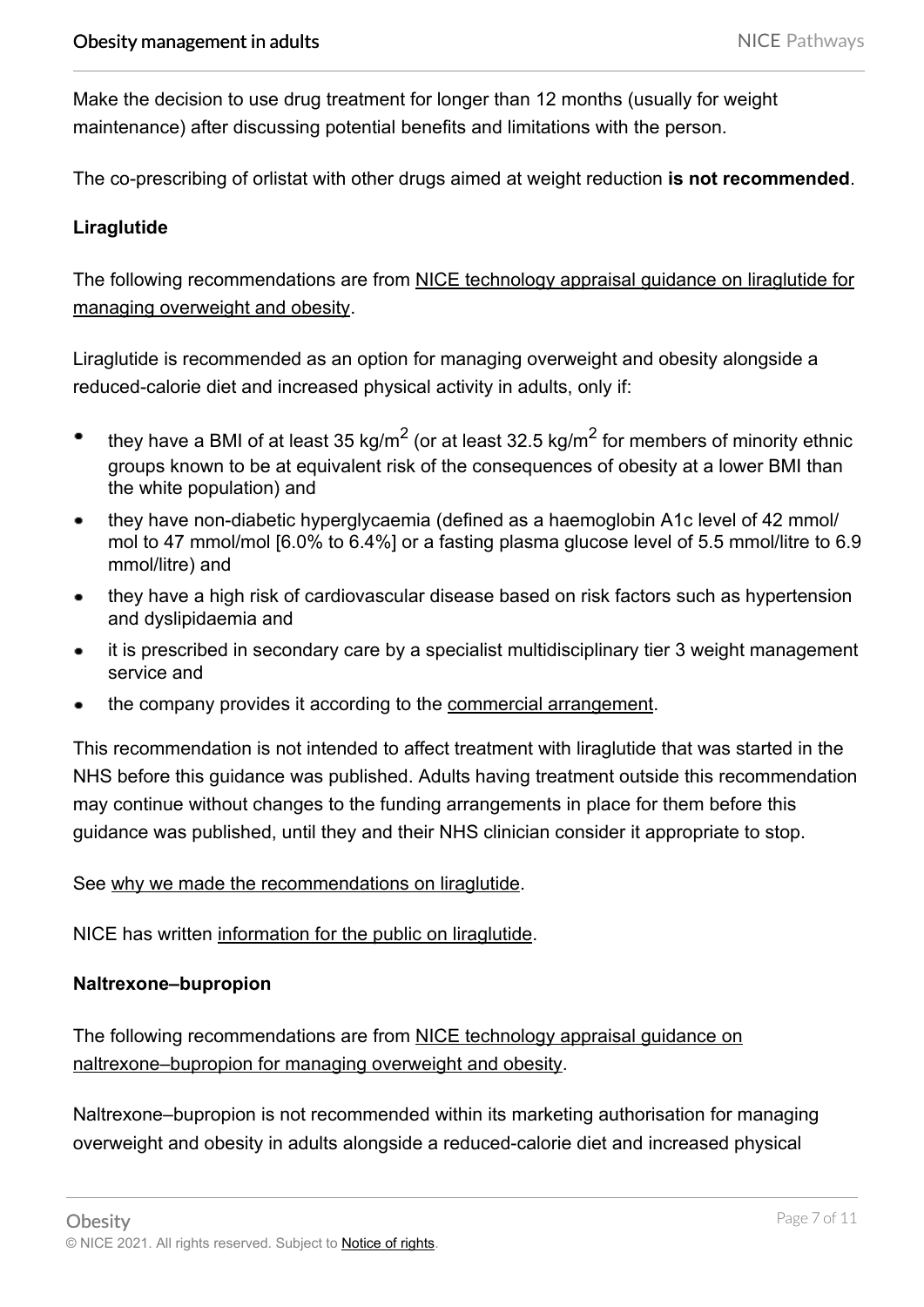Make the decision to use drug treatment for longer than 12 months (usually for weight maintenance) after discussing potential benefits and limitations with the person.

The co-prescribing of orlistat with other drugs aimed at weight reduction **is not recommended**.

### Liraglutide

The following recommendations are from NICE technology appraisal guidance on liraglutide for managing overweight and obesity.

Liraglutide is recommended as an option for managing overweight and obesity alongside a reduced-calorie diet and increased physical activity in adults, only if:

- they have a BMI of at least 35 kg/m$^2$ (or at least 32.5 kg/m$^2$ for members of minority ethnic groups known to be at equivalent risk of the consequences of obesity at a lower BMI than the white population) and
- they have non-diabetic hyperglycaemia (defined as a haemoglobin A1c level of 42 mmol/mol to 47 mmol/mol [6.0% to 6.4%] or a fasting plasma glucose level of 5.5 mmol/litre to 6.9 mmol/litre) and
- they have a high risk of cardiovascular disease based on risk factors such as hypertension and dyslipidaemia and
- it is prescribed in secondary care by a specialist multidisciplinary tier 3 weight management service and
- the company provides it according to the commercial arrangement.

This recommendation is not intended to affect treatment with liraglutide that was started in the NHS before this guidance was published. Adults having treatment outside this recommendation may continue without changes to the funding arrangements in place for them before this guidance was published, until they and their NHS clinician consider it appropriate to stop.

See why we made the recommendations on liraglutide.

NICE has written information for the public on liraglutide.

### Naltrexone–bupropion

The following recommendations are from NICE technology appraisal guidance on naltrexone–bupropion for managing overweight and obesity.

Naltrexone–bupropion is not recommended within its marketing authorisation for managing overweight and obesity in adults alongside a reduced-calorie diet and increased physical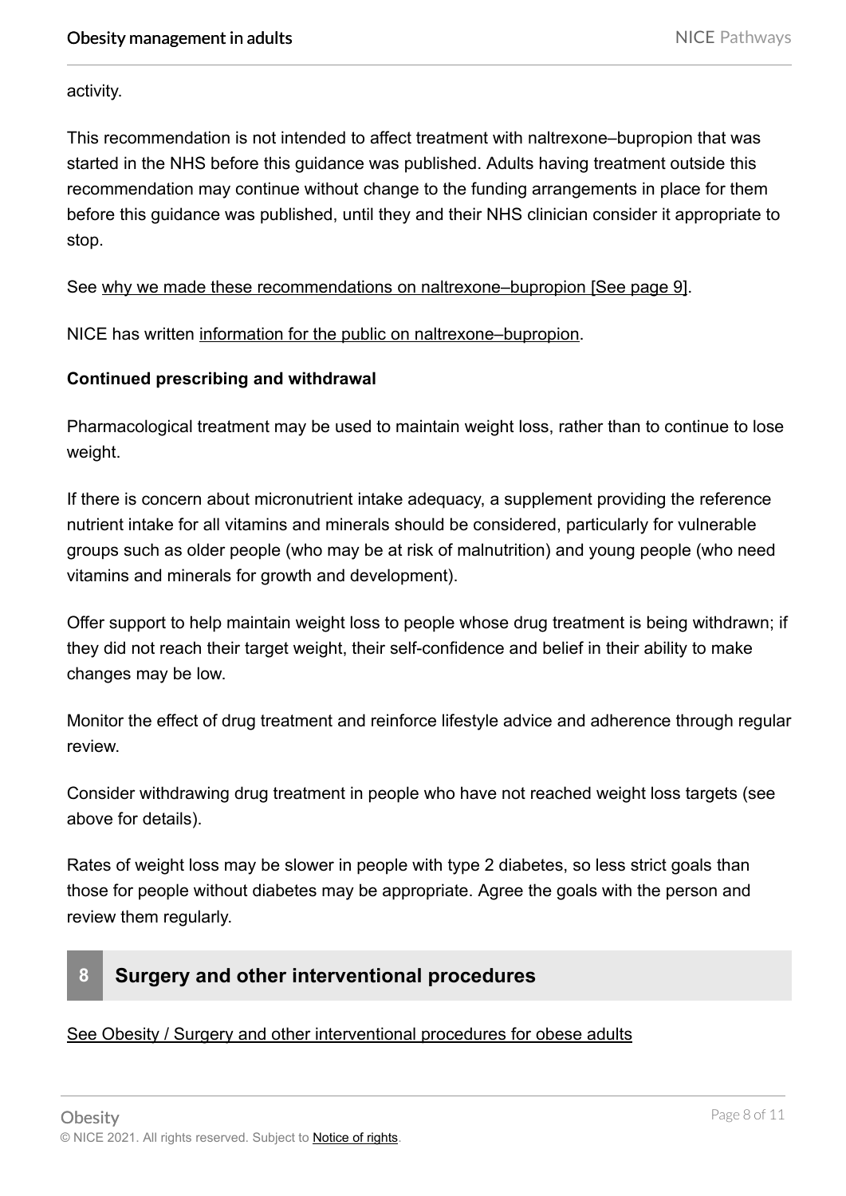activity.

This recommendation is not intended to affect treatment with naltrexone–bupropion that was started in the NHS before this guidance was published. Adults having treatment outside this recommendation may continue without change to the funding arrangements in place for them before this guidance was published, until they and their NHS clinician consider it appropriate to stop.

See why we made these recommendations on naltrexone–bupropion [See page 9].

NICE has written information for the public on naltrexone–bupropion.

**Continued prescribing and withdrawal**

Pharmacological treatment may be used to maintain weight loss, rather than to continue to lose weight.

If there is concern about micronutrient intake adequacy, a supplement providing the reference nutrient intake for all vitamins and minerals should be considered, particularly for vulnerable groups such as older people (who may be at risk of malnutrition) and young people (who need vitamins and minerals for growth and development).

Offer support to help maintain weight loss to people whose drug treatment is being withdrawn; if they did not reach their target weight, their self-confidence and belief in their ability to make changes may be low.

Monitor the effect of drug treatment and reinforce lifestyle advice and adherence through regular review.

Consider withdrawing drug treatment in people who have not reached weight loss targets (see above for details).

Rates of weight loss may be slower in people with type 2 diabetes, so less strict goals than those for people without diabetes may be appropriate. Agree the goals with the person and review them regularly.

## 8 Surgery and other interventional procedures

See Obesity / Surgery and other interventional procedures for obese adults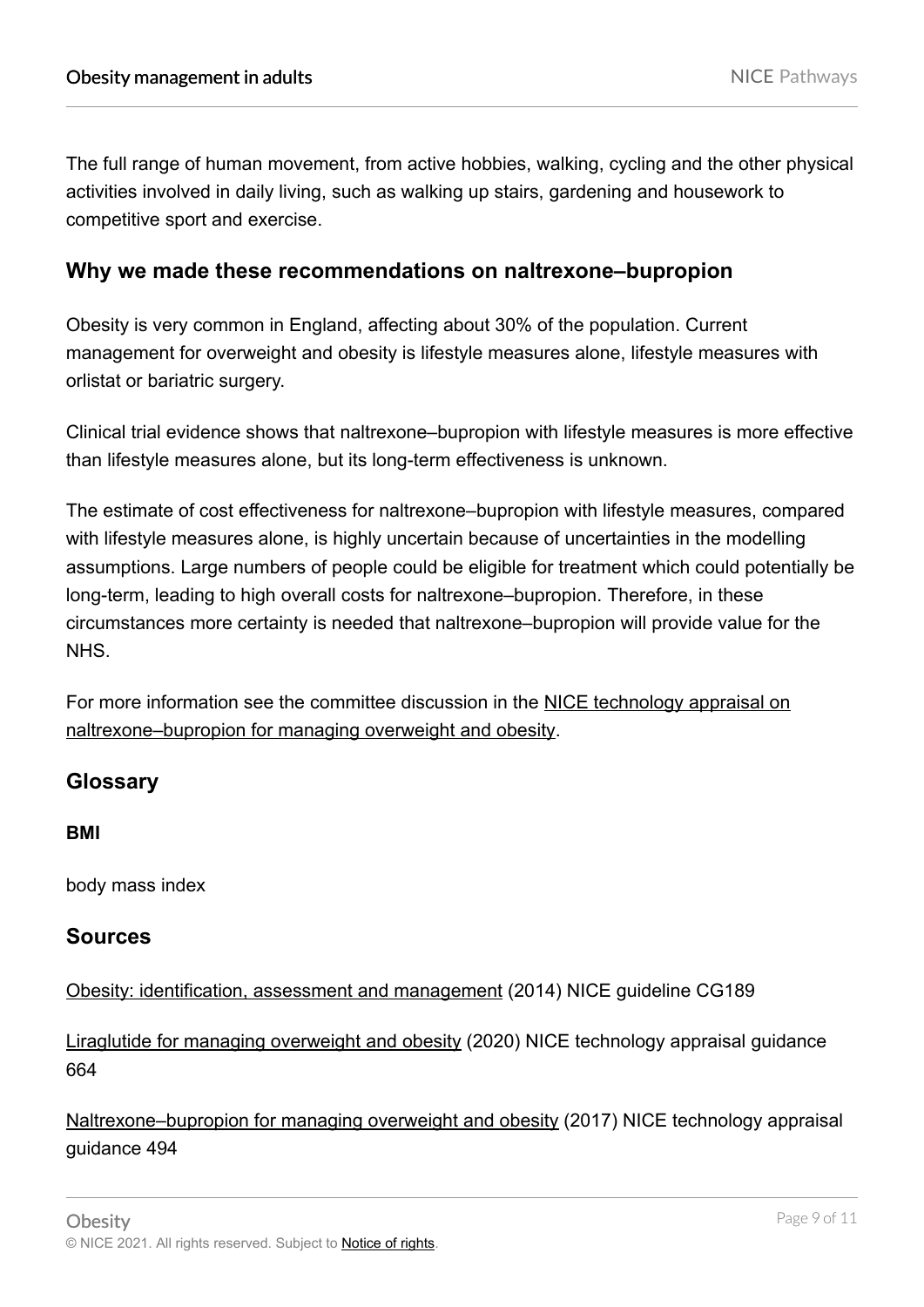The full range of human movement, from active hobbies, walking, cycling and the other physical activities involved in daily living, such as walking up stairs, gardening and housework to competitive sport and exercise.

## Why we made these recommendations on naltrexone–bupropion

Obesity is very common in England, affecting about 30% of the population. Current management for overweight and obesity is lifestyle measures alone, lifestyle measures with orlistat or bariatric surgery.

Clinical trial evidence shows that naltrexone–bupropion with lifestyle measures is more effective than lifestyle measures alone, but its long-term effectiveness is unknown.

The estimate of cost effectiveness for naltrexone–bupropion with lifestyle measures, compared with lifestyle measures alone, is highly uncertain because of uncertainties in the modelling assumptions. Large numbers of people could be eligible for treatment which could potentially be long-term, leading to high overall costs for naltrexone–bupropion. Therefore, in these circumstances more certainty is needed that naltrexone–bupropion will provide value for the NHS.

For more information see the committee discussion in the NICE technology appraisal on naltrexone–bupropion for managing overweight and obesity.

## Glossary

### BMI

body mass index

## Sources

Obesity: identification, assessment and management (2014) NICE guideline CG189

Liraglutide for managing overweight and obesity (2020) NICE technology appraisal guidance 664

Naltrexone–bupropion for managing overweight and obesity (2017) NICE technology appraisal guidance 494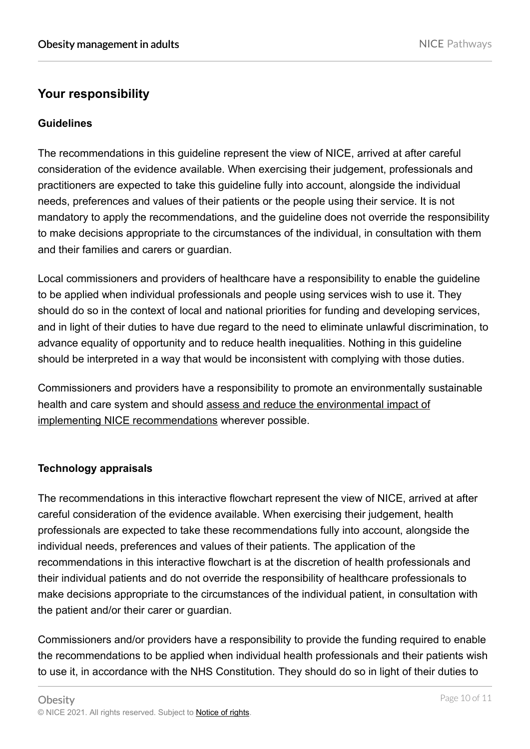## Your responsibility

### Guidelines

The recommendations in this guideline represent the view of NICE, arrived at after careful consideration of the evidence available. When exercising their judgement, professionals and practitioners are expected to take this guideline fully into account, alongside the individual needs, preferences and values of their patients or the people using their service. It is not mandatory to apply the recommendations, and the guideline does not override the responsibility to make decisions appropriate to the circumstances of the individual, in consultation with them and their families and carers or guardian.

Local commissioners and providers of healthcare have a responsibility to enable the guideline to be applied when individual professionals and people using services wish to use it. They should do so in the context of local and national priorities for funding and developing services, and in light of their duties to have due regard to the need to eliminate unlawful discrimination, to advance equality of opportunity and to reduce health inequalities. Nothing in this guideline should be interpreted in a way that would be inconsistent with complying with those duties.

Commissioners and providers have a responsibility to promote an environmentally sustainable health and care system and should assess and reduce the environmental impact of implementing NICE recommendations wherever possible.

### Technology appraisals

The recommendations in this interactive flowchart represent the view of NICE, arrived at after careful consideration of the evidence available. When exercising their judgement, health professionals are expected to take these recommendations fully into account, alongside the individual needs, preferences and values of their patients. The application of the recommendations in this interactive flowchart is at the discretion of health professionals and their individual patients and do not override the responsibility of healthcare professionals to make decisions appropriate to the circumstances of the individual patient, in consultation with the patient and/or their carer or guardian.

Commissioners and/or providers have a responsibility to provide the funding required to enable the recommendations to be applied when individual health professionals and their patients wish to use it, in accordance with the NHS Constitution. They should do so in light of their duties to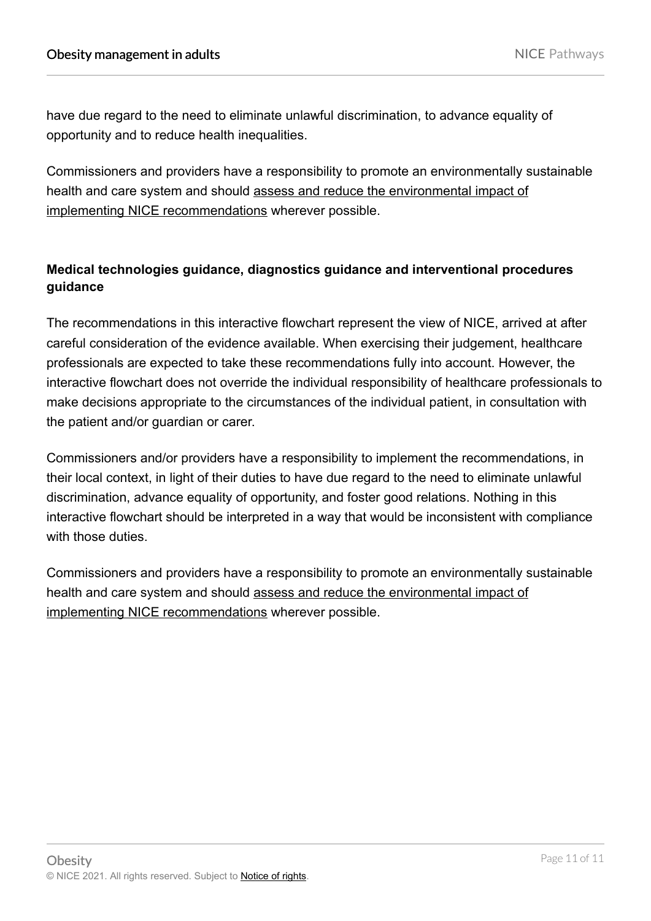have due regard to the need to eliminate unlawful discrimination, to advance equality of opportunity and to reduce health inequalities.

Commissioners and providers have a responsibility to promote an environmentally sustainable health and care system and should assess and reduce the environmental impact of implementing NICE recommendations wherever possible.

**Medical technologies guidance, diagnostics guidance and interventional procedures guidance**

The recommendations in this interactive flowchart represent the view of NICE, arrived at after careful consideration of the evidence available. When exercising their judgement, healthcare professionals are expected to take these recommendations fully into account. However, the interactive flowchart does not override the individual responsibility of healthcare professionals to make decisions appropriate to the circumstances of the individual patient, in consultation with the patient and/or guardian or carer.

Commissioners and/or providers have a responsibility to implement the recommendations, in their local context, in light of their duties to have due regard to the need to eliminate unlawful discrimination, advance equality of opportunity, and foster good relations. Nothing in this interactive flowchart should be interpreted in a way that would be inconsistent with compliance with those duties.

Commissioners and providers have a responsibility to promote an environmentally sustainable health and care system and should assess and reduce the environmental impact of implementing NICE recommendations wherever possible.